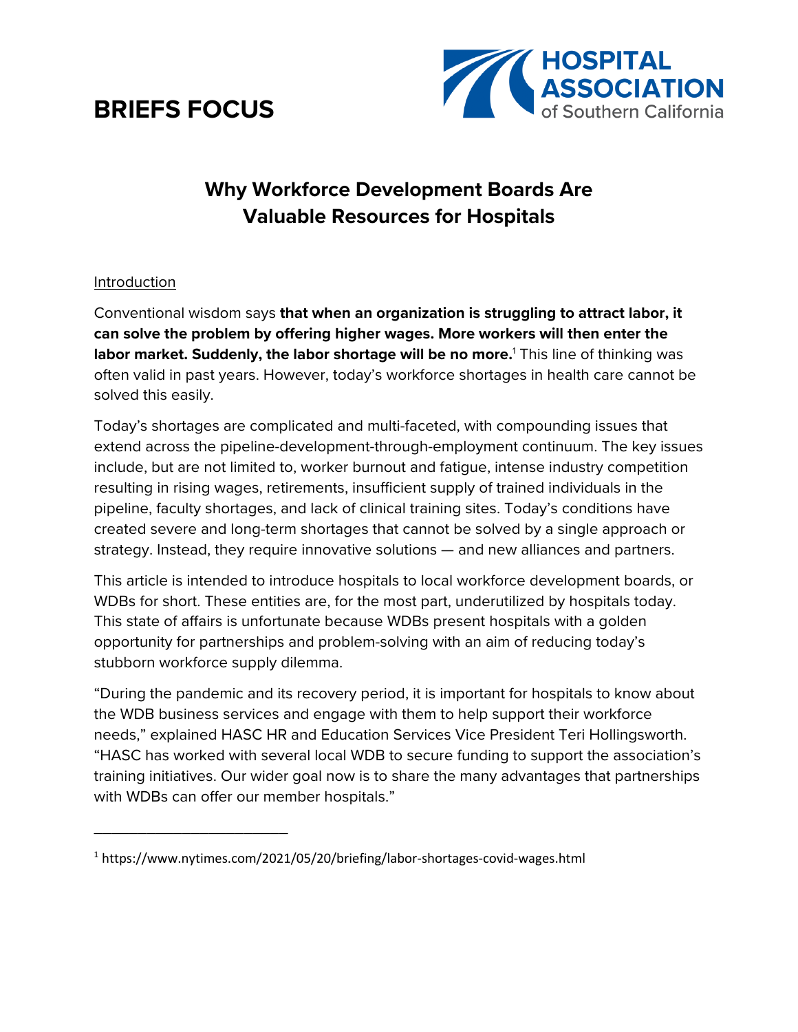# BRIEFS FOCUS

HOSPITAL ASSOCIATION of Southern California

## Why Workforce Development Boards Are Valuable Resources for Hospitals

Introduction

Conventional wisdom says **that when an organization is struggling to attract labor, it can solve the problem by offering higher wages. More workers will then enter the labor market. Suddenly, the labor shortage will be no more.**[1] This line of thinking was often valid in past years. However, today's workforce shortages in health care cannot be solved this easily.

Today's shortages are complicated and multi-faceted, with compounding issues that extend across the pipeline-development-through-employment continuum. The key issues include, but are not limited to, worker burnout and fatigue, intense industry competition resulting in rising wages, retirements, insufficient supply of trained individuals in the pipeline, faculty shortages, and lack of clinical training sites. Today's conditions have created severe and long-term shortages that cannot be solved by a single approach or strategy. Instead, they require innovative solutions — and new alliances and partners.

This article is intended to introduce hospitals to local workforce development boards, or WDBs for short. These entities are, for the most part, underutilized by hospitals today. This state of affairs is unfortunate because WDBs present hospitals with a golden opportunity for partnerships and problem-solving with an aim of reducing today's stubborn workforce supply dilemma.

"During the pandemic and its recovery period, it is important for hospitals to know about the WDB business services and engage with them to help support their workforce needs," explained HASC HR and Education Services Vice President Teri Hollingsworth. "HASC has worked with several local WDB to secure funding to support the association's training initiatives. Our wider goal now is to share the many advantages that partnerships with WDBs can offer our member hospitals."

---

[1] https://www.nytimes.com/2021/05/20/briefing/labor-shortages-covid-wages.html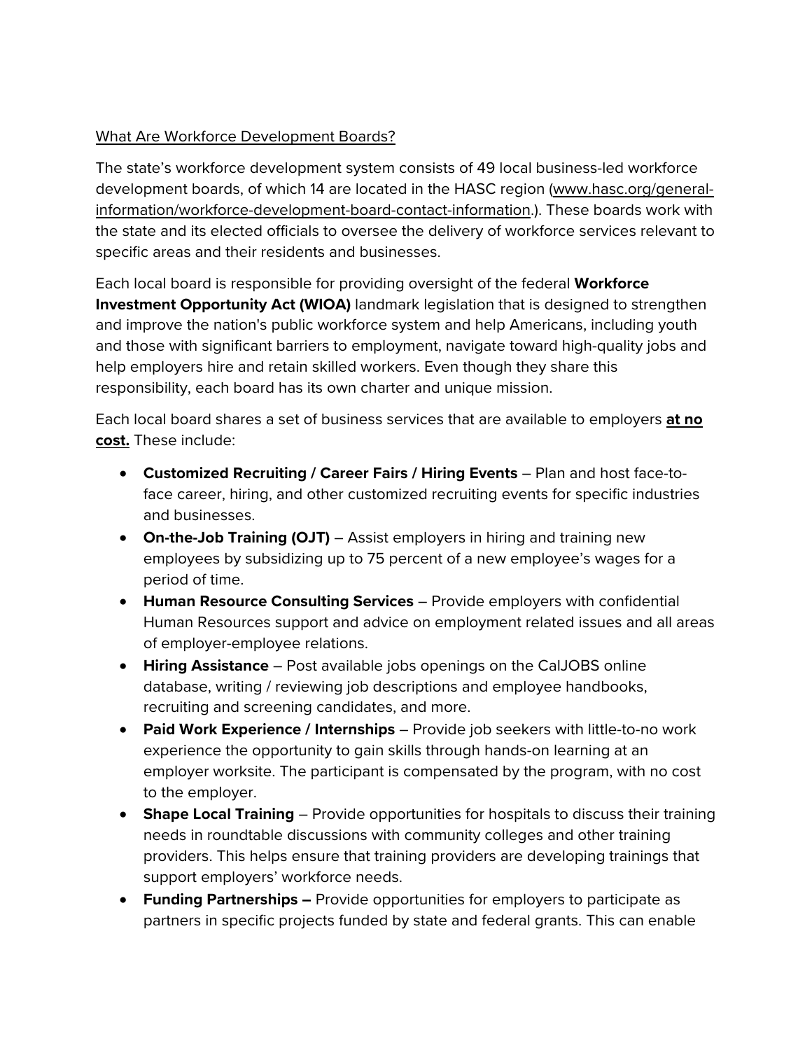What Are Workforce Development Boards?

The state's workforce development system consists of 49 local business-led workforce development boards, of which 14 are located in the HASC region (www.hasc.org/general-information/workforce-development-board-contact-information.). These boards work with the state and its elected officials to oversee the delivery of workforce services relevant to specific areas and their residents and businesses.

Each local board is responsible for providing oversight of the federal **Workforce Investment Opportunity Act (WIOA)** landmark legislation that is designed to strengthen and improve the nation's public workforce system and help Americans, including youth and those with significant barriers to employment, navigate toward high-quality jobs and help employers hire and retain skilled workers. Even though they share this responsibility, each board has its own charter and unique mission.

Each local board shares a set of business services that are available to employers **at no cost.** These include:

- **Customized Recruiting / Career Fairs / Hiring Events** – Plan and host face-to-face career, hiring, and other customized recruiting events for specific industries and businesses.
- **On-the-Job Training (OJT)** – Assist employers in hiring and training new employees by subsidizing up to 75 percent of a new employee's wages for a period of time.
- **Human Resource Consulting Services** – Provide employers with confidential Human Resources support and advice on employment related issues and all areas of employer-employee relations.
- **Hiring Assistance** – Post available jobs openings on the CalJOBS online database, writing / reviewing job descriptions and employee handbooks, recruiting and screening candidates, and more.
- **Paid Work Experience / Internships** – Provide job seekers with little-to-no work experience the opportunity to gain skills through hands-on learning at an employer worksite. The participant is compensated by the program, with no cost to the employer.
- **Shape Local Training** – Provide opportunities for hospitals to discuss their training needs in roundtable discussions with community colleges and other training providers. This helps ensure that training providers are developing trainings that support employers' workforce needs.
- **Funding Partnerships –** Provide opportunities for employers to participate as partners in specific projects funded by state and federal grants. This can enable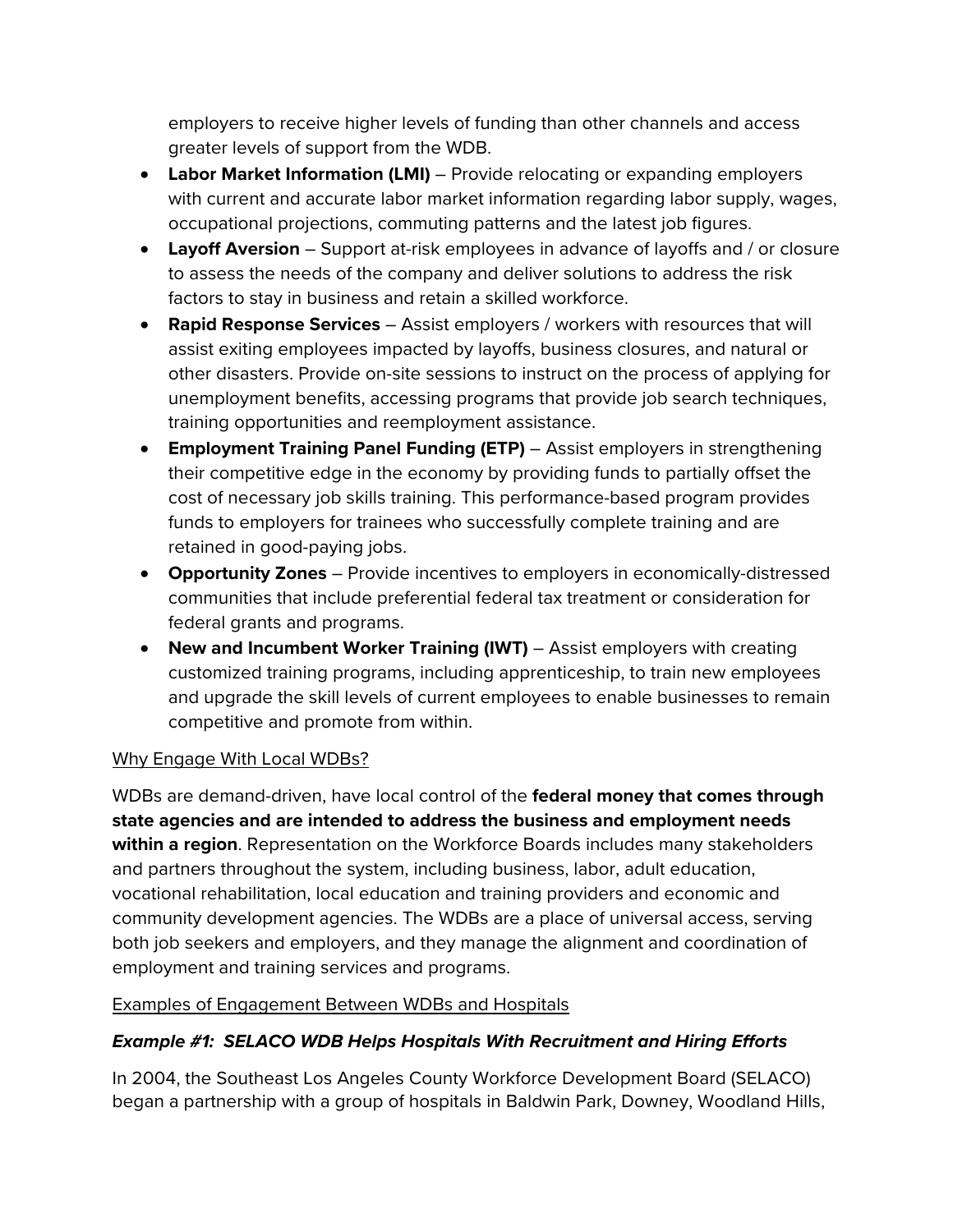employers to receive higher levels of funding than other channels and access greater levels of support from the WDB.

- **Labor Market Information (LMI)** – Provide relocating or expanding employers with current and accurate labor market information regarding labor supply, wages, occupational projections, commuting patterns and the latest job figures.
- **Layoff Aversion** – Support at-risk employees in advance of layoffs and / or closure to assess the needs of the company and deliver solutions to address the risk factors to stay in business and retain a skilled workforce.
- **Rapid Response Services** – Assist employers / workers with resources that will assist exiting employees impacted by layoffs, business closures, and natural or other disasters. Provide on-site sessions to instruct on the process of applying for unemployment benefits, accessing programs that provide job search techniques, training opportunities and reemployment assistance.
- **Employment Training Panel Funding (ETP)** – Assist employers in strengthening their competitive edge in the economy by providing funds to partially offset the cost of necessary job skills training. This performance-based program provides funds to employers for trainees who successfully complete training and are retained in good-paying jobs.
- **Opportunity Zones** – Provide incentives to employers in economically-distressed communities that include preferential federal tax treatment or consideration for federal grants and programs.
- **New and Incumbent Worker Training (IWT)** – Assist employers with creating customized training programs, including apprenticeship, to train new employees and upgrade the skill levels of current employees to enable businesses to remain competitive and promote from within.

<u>Why Engage With Local WDBs?</u>

WDBs are demand-driven, have local control of the **federal money that comes through state agencies and are intended to address the business and employment needs within a region**. Representation on the Workforce Boards includes many stakeholders and partners throughout the system, including business, labor, adult education, vocational rehabilitation, local education and training providers and economic and community development agencies. The WDBs are a place of universal access, serving both job seekers and employers, and they manage the alignment and coordination of employment and training services and programs.

<u>Examples of Engagement Between WDBs and Hospitals</u>

### ***Example #1: SELACO WDB Helps Hospitals With Recruitment and Hiring Efforts***

In 2004, the Southeast Los Angeles County Workforce Development Board (SELACO) began a partnership with a group of hospitals in Baldwin Park, Downey, Woodland Hills,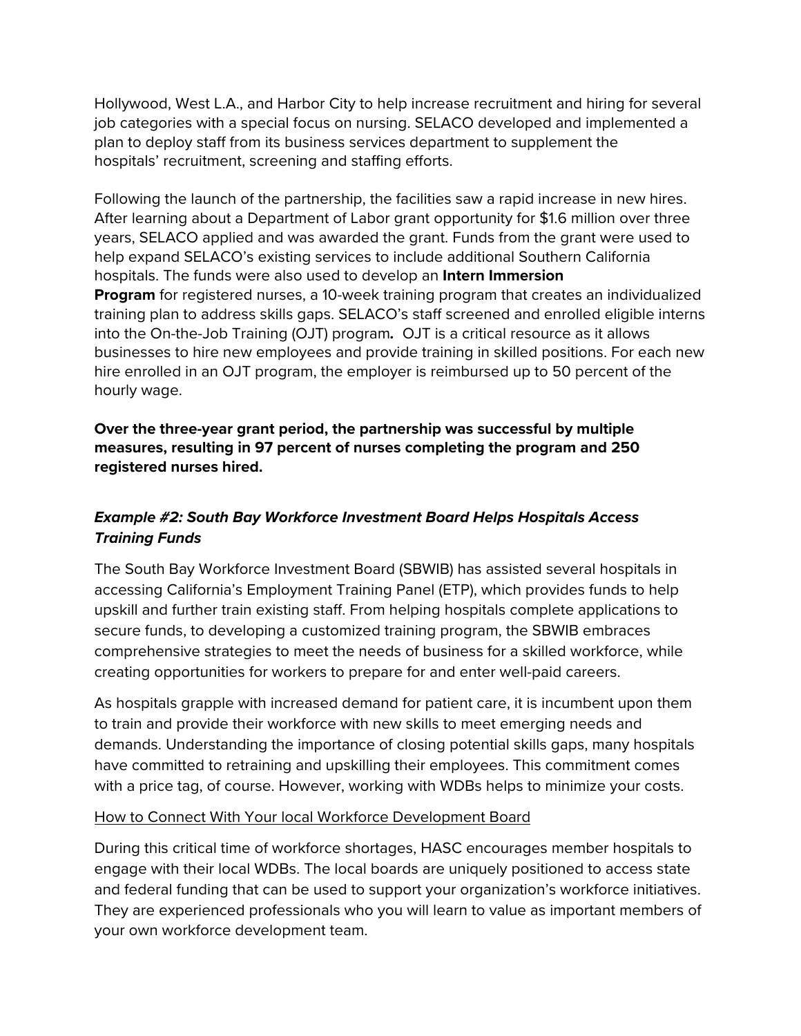Hollywood, West L.A., and Harbor City to help increase recruitment and hiring for several job categories with a special focus on nursing. SELACO developed and implemented a plan to deploy staff from its business services department to supplement the hospitals' recruitment, screening and staffing efforts.

Following the launch of the partnership, the facilities saw a rapid increase in new hires. After learning about a Department of Labor grant opportunity for $1.6 million over three years, SELACO applied and was awarded the grant. Funds from the grant were used to help expand SELACO's existing services to include additional Southern California hospitals. The funds were also used to develop an **Intern Immersion Program** for registered nurses, a 10-week training program that creates an individualized training plan to address skills gaps. SELACO's staff screened and enrolled eligible interns into the On-the-Job Training (OJT) program**.** OJT is a critical resource as it allows businesses to hire new employees and provide training in skilled positions. For each new hire enrolled in an OJT program, the employer is reimbursed up to 50 percent of the hourly wage.

**Over the three-year grant period, the partnership was successful by multiple measures, resulting in 97 percent of nurses completing the program and 250 registered nurses hired.**

### *Example #2: South Bay Workforce Investment Board Helps Hospitals Access Training Funds*

The South Bay Workforce Investment Board (SBWIB) has assisted several hospitals in accessing California's Employment Training Panel (ETP), which provides funds to help upskill and further train existing staff. From helping hospitals complete applications to secure funds, to developing a customized training program, the SBWIB embraces comprehensive strategies to meet the needs of business for a skilled workforce, while creating opportunities for workers to prepare for and enter well-paid careers.

As hospitals grapple with increased demand for patient care, it is incumbent upon them to train and provide their workforce with new skills to meet emerging needs and demands. Understanding the importance of closing potential skills gaps, many hospitals have committed to retraining and upskilling their employees. This commitment comes with a price tag, of course. However, working with WDBs helps to minimize your costs.

<u>How to Connect With Your local Workforce Development Board</u>

During this critical time of workforce shortages, HASC encourages member hospitals to engage with their local WDBs. The local boards are uniquely positioned to access state and federal funding that can be used to support your organization's workforce initiatives. They are experienced professionals who you will learn to value as important members of your own workforce development team.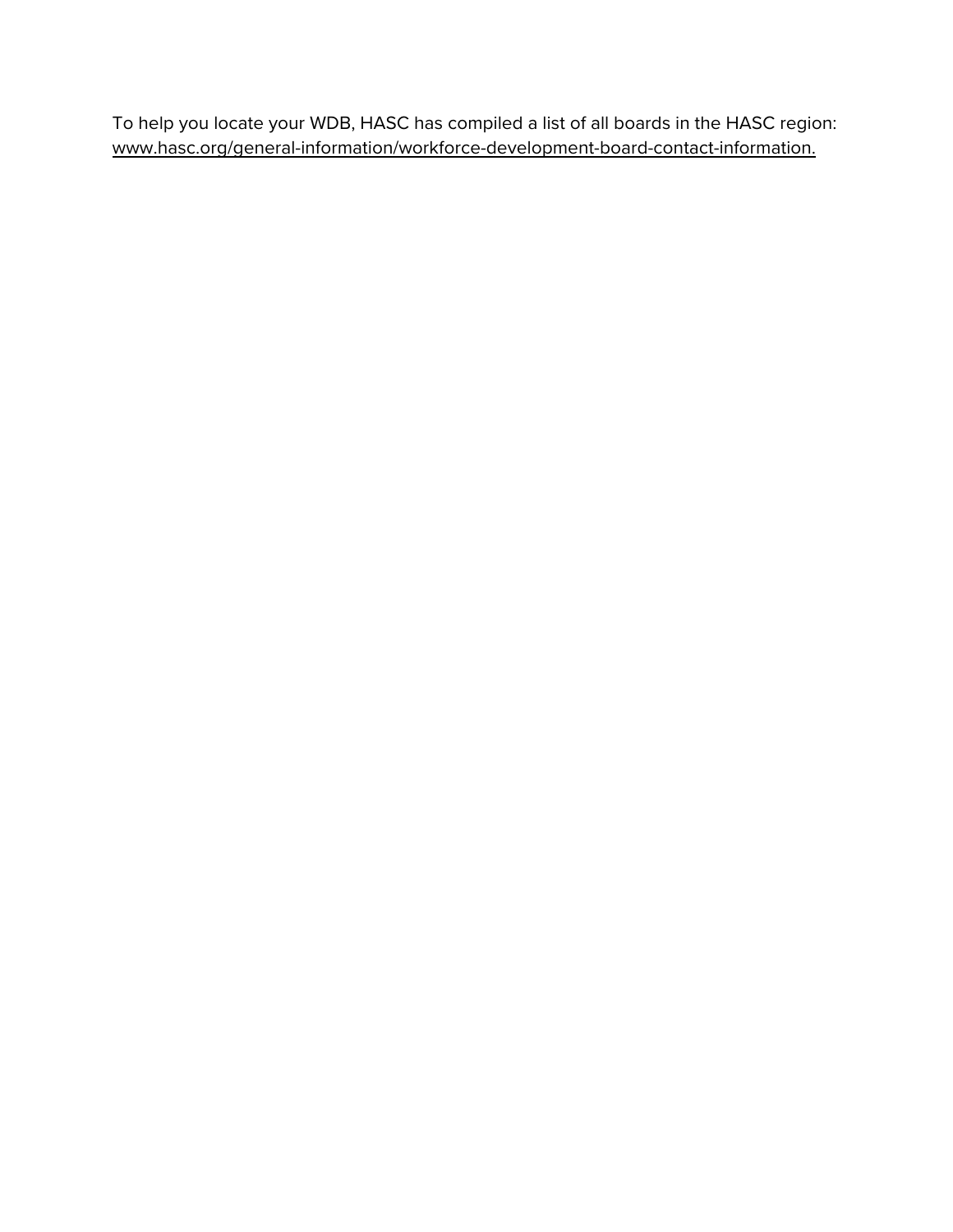To help you locate your WDB, HASC has compiled a list of all boards in the HASC region: www.hasc.org/general-information/workforce-development-board-contact-information.